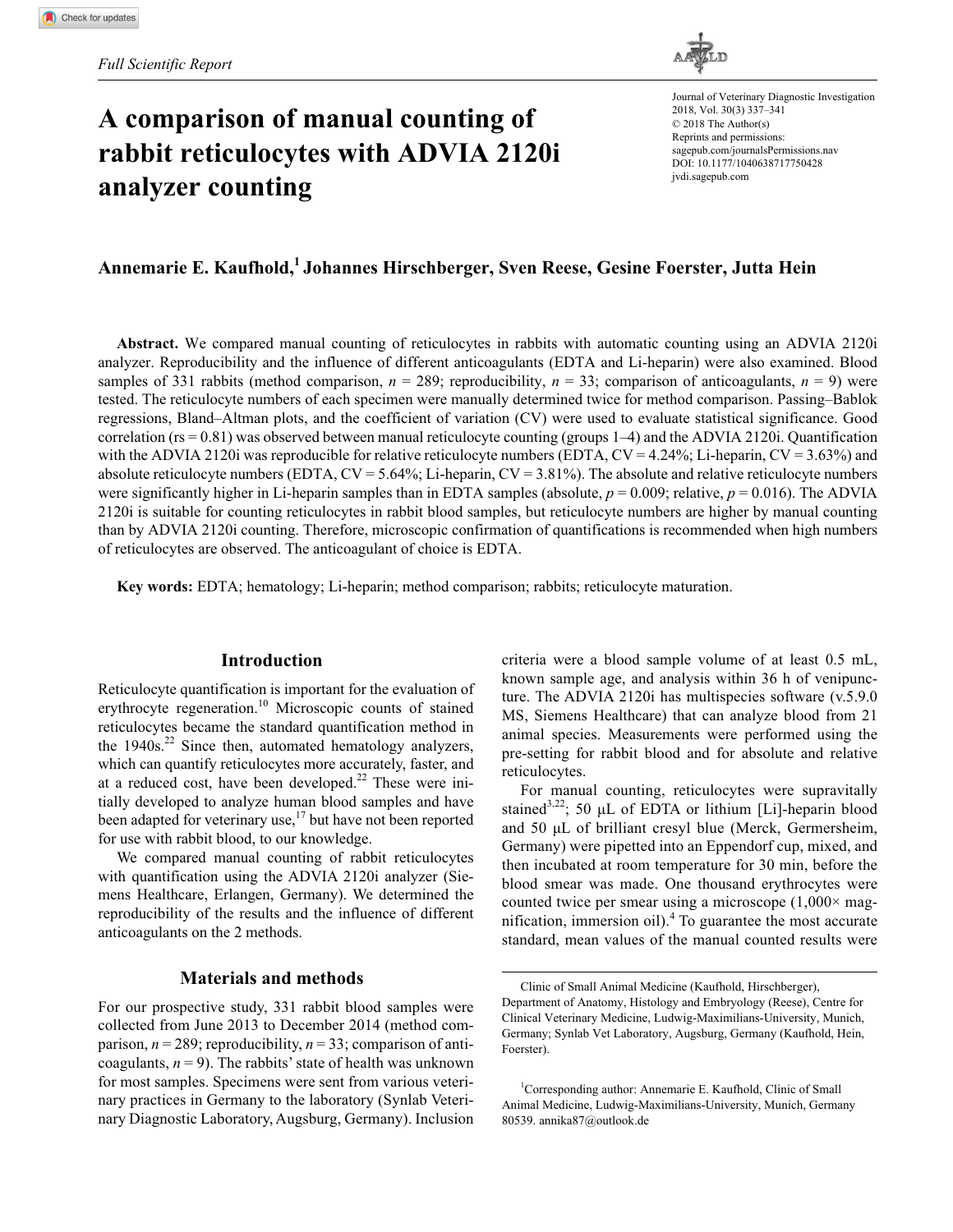*Full Scientific Report*

# A comparison of manual counting of rabbit reticulocytes with ADVIA 2120i analyzer counting

Journal of Veterinary Diagnostic Investigation
2018, Vol. 30(3) 337–341
© 2018 The Author(s)
Reprints and permissions: sagepub.com/journalsPermissions.nav
DOI: 10.1177/1040638717750428
jvdi.sagepub.com

**Annemarie E. Kaufhold,[1] Johannes Hirschberger, Sven Reese, Gesine Foerster, Jutta Hein**

**Abstract.** We compared manual counting of reticulocytes in rabbits with automatic counting using an ADVIA 2120i analyzer. Reproducibility and the influence of different anticoagulants (EDTA and Li-heparin) were also examined. Blood samples of 331 rabbits (method comparison, $n = 289$; reproducibility, $n = 33$; comparison of anticoagulants, $n = 9$) were tested. The reticulocyte numbers of each specimen were manually determined twice for method comparison. Passing–Bablok regressions, Bland–Altman plots, and the coefficient of variation (CV) were used to evaluate statistical significance. Good correlation (rs = 0.81) was observed between manual reticulocyte counting (groups 1–4) and the ADVIA 2120i. Quantification with the ADVIA 2120i was reproducible for relative reticulocyte numbers (EDTA, CV = 4.24%; Li-heparin, CV = 3.63%) and absolute reticulocyte numbers (EDTA, CV = 5.64%; Li-heparin, CV = 3.81%). The absolute and relative reticulocyte numbers were significantly higher in Li-heparin samples than in EDTA samples (absolute, $p = 0.009$; relative, $p = 0.016$). The ADVIA 2120i is suitable for counting reticulocytes in rabbit blood samples, but reticulocyte numbers are higher by manual counting than by ADVIA 2120i counting. Therefore, microscopic confirmation of quantifications is recommended when high numbers of reticulocytes are observed. The anticoagulant of choice is EDTA.

**Key words:** EDTA; hematology; Li-heparin; method comparison; rabbits; reticulocyte maturation.

## Introduction

Reticulocyte quantification is important for the evaluation of erythrocyte regeneration.[10] Microscopic counts of stained reticulocytes became the standard quantification method in the 1940s.[22] Since then, automated hematology analyzers, which can quantify reticulocytes more accurately, faster, and at a reduced cost, have been developed.[22] These were initially developed to analyze human blood samples and have been adapted for veterinary use,[17] but have not been reported for use with rabbit blood, to our knowledge.

We compared manual counting of rabbit reticulocytes with quantification using the ADVIA 2120i analyzer (Siemens Healthcare, Erlangen, Germany). We determined the reproducibility of the results and the influence of different anticoagulants on the 2 methods.

## Materials and methods

For our prospective study, 331 rabbit blood samples were collected from June 2013 to December 2014 (method comparison, $n = 289$; reproducibility, $n = 33$; comparison of anticoagulants, $n = 9$). The rabbits' state of health was unknown for most samples. Specimens were sent from various veterinary practices in Germany to the laboratory (Synlab Veterinary Diagnostic Laboratory, Augsburg, Germany). Inclusion criteria were a blood sample volume of at least 0.5 mL, known sample age, and analysis within 36 h of venipuncture. The ADVIA 2120i has multispecies software (v.5.9.0 MS, Siemens Healthcare) that can analyze blood from 21 animal species. Measurements were performed using the pre-setting for rabbit blood and for absolute and relative reticulocytes.

For manual counting, reticulocytes were supravitally stained[3,22]; 50 μL of EDTA or lithium [Li]-heparin blood and 50 μL of brilliant cresyl blue (Merck, Germersheim, Germany) were pipetted into an Eppendorf cup, mixed, and then incubated at room temperature for 30 min, before the blood smear was made. One thousand erythrocytes were counted twice per smear using a microscope (1,000× magnification, immersion oil).[4] To guarantee the most accurate standard, mean values of the manual counted results were

Clinic of Small Animal Medicine (Kaufhold, Hirschberger), Department of Anatomy, Histology and Embryology (Reese), Centre for Clinical Veterinary Medicine, Ludwig-Maximilians-University, Munich, Germany; Synlab Vet Laboratory, Augsburg, Germany (Kaufhold, Hein, Foerster).

[1]Corresponding author: Annemarie E. Kaufhold, Clinic of Small Animal Medicine, Ludwig-Maximilians-University, Munich, Germany 80539. annika87@outlook.de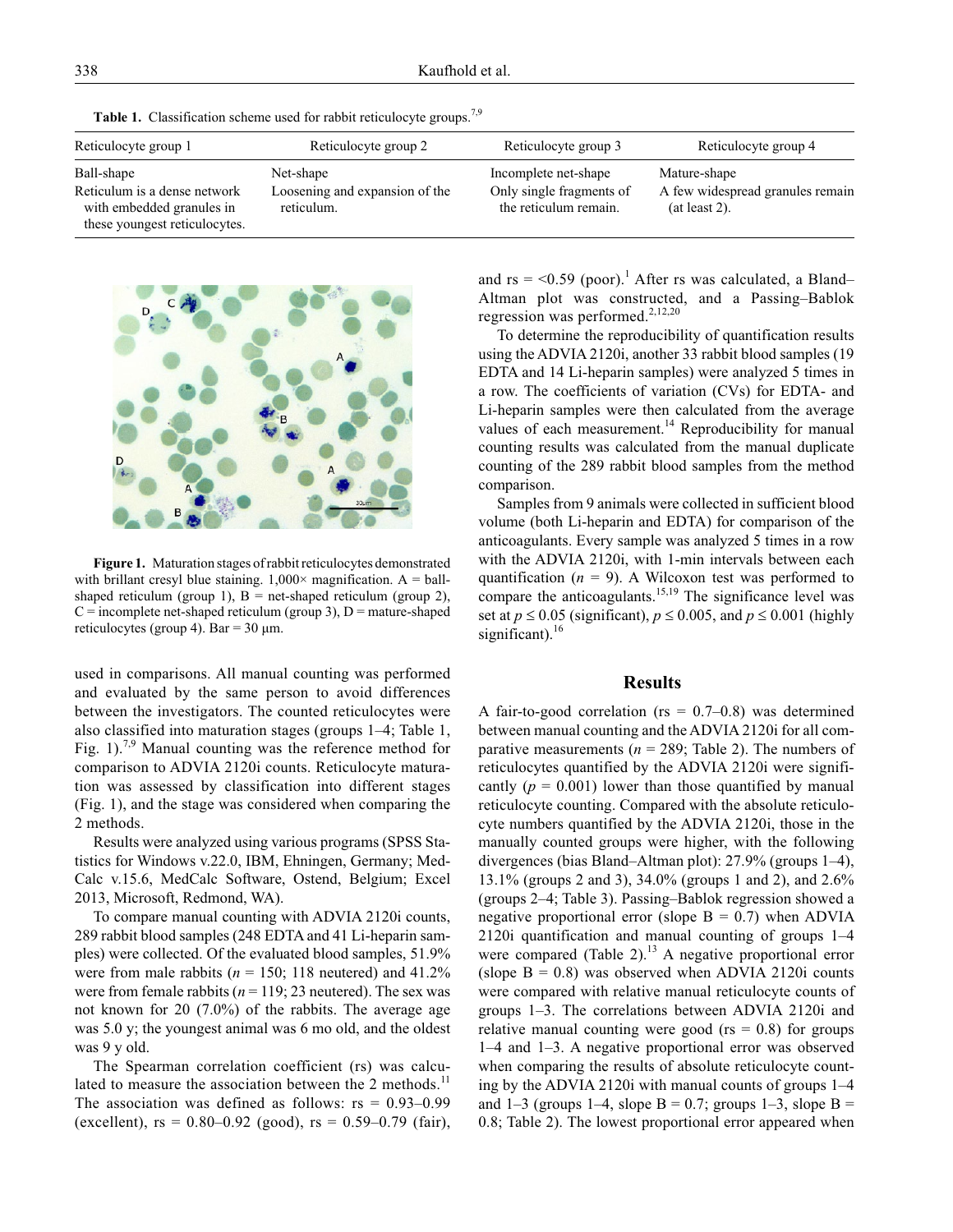**Table 1.** Classification scheme used for rabbit reticulocyte groups.[7,9]

| Reticulocyte group 1 | Reticulocyte group 2 | Reticulocyte group 3 | Reticulocyte group 4 |
|---|---|---|---|
| Ball-shape | Net-shape | Incomplete net-shape | Mature-shape |
| Reticulum is a dense network with embedded granules in these youngest reticulocytes. | Loosening and expansion of the reticulum. | Only single fragments of the reticulum remain. | A few widespread granules remain (at least 2). |

**Figure 1.** Maturation stages of rabbit reticulocytes demonstrated with brillant cresyl blue staining. 1,000× magnification. A = ball-shaped reticulum (group 1), B = net-shaped reticulum (group 2), C = incomplete net-shaped reticulum (group 3), D = mature-shaped reticulocytes (group 4). Bar = 30 µm.

used in comparisons. All manual counting was performed and evaluated by the same person to avoid differences between the investigators. The counted reticulocytes were also classified into maturation stages (groups 1–4; Table 1, Fig. 1).[7,9] Manual counting was the reference method for comparison to ADVIA 2120i counts. Reticulocyte maturation was assessed by classification into different stages (Fig. 1), and the stage was considered when comparing the 2 methods.

Results were analyzed using various programs (SPSS Statistics for Windows v.22.0, IBM, Ehningen, Germany; MedCalc v.15.6, MedCalc Software, Ostend, Belgium; Excel 2013, Microsoft, Redmond, WA).

To compare manual counting with ADVIA 2120i counts, 289 rabbit blood samples (248 EDTA and 41 Li-heparin samples) were collected. Of the evaluated blood samples, 51.9% were from male rabbits ($n$ = 150; 118 neutered) and 41.2% were from female rabbits ($n$ = 119; 23 neutered). The sex was not known for 20 (7.0%) of the rabbits. The average age was 5.0 y; the youngest animal was 6 mo old, and the oldest was 9 y old.

The Spearman correlation coefficient (rs) was calculated to measure the association between the 2 methods.[11] The association was defined as follows: rs = 0.93–0.99 (excellent), rs = 0.80–0.92 (good), rs = 0.59–0.79 (fair), and rs = <0.59 (poor).[1] After rs was calculated, a Bland–Altman plot was constructed, and a Passing–Bablok regression was performed.[2,12,20]

To determine the reproducibility of quantification results using the ADVIA 2120i, another 33 rabbit blood samples (19 EDTA and 14 Li-heparin samples) were analyzed 5 times in a row. The coefficients of variation (CVs) for EDTA- and Li-heparin samples were then calculated from the average values of each measurement.[14] Reproducibility for manual counting results was calculated from the manual duplicate counting of the 289 rabbit blood samples from the method comparison.

Samples from 9 animals were collected in sufficient blood volume (both Li-heparin and EDTA) for comparison of the anticoagulants. Every sample was analyzed 5 times in a row with the ADVIA 2120i, with 1-min intervals between each quantification ($n$ = 9). A Wilcoxon test was performed to compare the anticoagulants.[15,19] The significance level was set at $p \leq 0.05$ (significant), $p \leq 0.005$, and $p \leq 0.001$ (highly significant).[16]

## Results

A fair-to-good correlation (rs = 0.7–0.8) was determined between manual counting and the ADVIA 2120i for all comparative measurements ($n$ = 289; Table 2). The numbers of reticulocytes quantified by the ADVIA 2120i were significantly ($p$ = 0.001) lower than those quantified by manual reticulocyte counting. Compared with the absolute reticulocyte numbers quantified by the ADVIA 2120i, those in the manually counted groups were higher, with the following divergences (bias Bland–Altman plot): 27.9% (groups 1–4), 13.1% (groups 2 and 3), 34.0% (groups 1 and 2), and 2.6% (groups 2–4; Table 3). Passing–Bablok regression showed a negative proportional error (slope B = 0.7) when ADVIA 2120i quantification and manual counting of groups 1–4 were compared (Table 2).[13] A negative proportional error (slope B = 0.8) was observed when ADVIA 2120i counts were compared with relative manual reticulocyte counts of groups 1–3. The correlations between ADVIA 2120i and relative manual counting were good (rs = 0.8) for groups 1–4 and 1–3. A negative proportional error was observed when comparing the results of absolute reticulocyte counting by the ADVIA 2120i with manual counts of groups 1–4 and 1–3 (groups 1–4, slope B = 0.7; groups 1–3, slope B = 0.8; Table 2). The lowest proportional error appeared when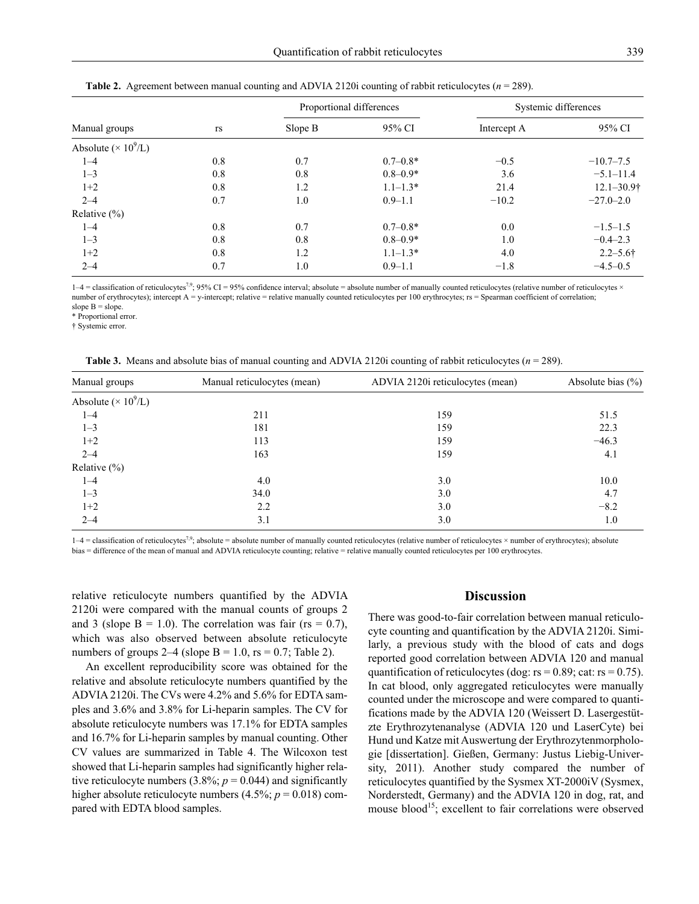**Table 2.** Agreement between manual counting and ADVIA 2120i counting of rabbit reticulocytes ($n$ = 289).

| Manual groups | rs | Proportional differences | | Systemic differences | |
|---|---|---|---|---|---|
| | | Slope B | 95% CI | Intercept A | 95% CI |
| Absolute ($\times 10^9$/L) | | | | | |
| 1–4 | 0.8 | 0.7 | 0.7–0.8* | −0.5 | −10.7–7.5 |
| 1–3 | 0.8 | 0.8 | 0.8–0.9* | 3.6 | −5.1–11.4 |
| 1+2 | 0.8 | 1.2 | 1.1–1.3* | 21.4 | 12.1–30.9† |
| 2–4 | 0.7 | 1.0 | 0.9–1.1 | −10.2 | −27.0–2.0 |
| Relative (%) | | | | | |
| 1–4 | 0.8 | 0.7 | 0.7–0.8* | 0.0 | −1.5–1.5 |
| 1–3 | 0.8 | 0.8 | 0.8–0.9* | 1.0 | −0.4–2.3 |
| 1+2 | 0.8 | 1.2 | 1.1–1.3* | 4.0 | 2.2–5.6† |
| 2–4 | 0.7 | 1.0 | 0.9–1.1 | −1.8 | −4.5–0.5 |

1–4 = classification of reticulocytes[7,9]; 95% CI = 95% confidence interval; absolute = absolute number of manually counted reticulocytes (relative number of reticulocytes × number of erythrocytes); intercept A = y-intercept; relative = relative manually counted reticulocytes per 100 erythrocytes; rs = Spearman coefficient of correlation; slope B = slope.
* Proportional error.
† Systemic error.

**Table 3.** Means and absolute bias of manual counting and ADVIA 2120i counting of rabbit reticulocytes ($n$ = 289).

| Manual groups | Manual reticulocytes (mean) | ADVIA 2120i reticulocytes (mean) | Absolute bias (%) |
|---|---|---|---|
| Absolute ($\times 10^9$/L) | | | |
| 1–4 | 211 | 159 | 51.5 |
| 1–3 | 181 | 159 | 22.3 |
| 1+2 | 113 | 159 | −46.3 |
| 2–4 | 163 | 159 | 4.1 |
| Relative (%) | | | |
| 1–4 | 4.0 | 3.0 | 10.0 |
| 1–3 | 34.0 | 3.0 | 4.7 |
| 1+2 | 2.2 | 3.0 | −8.2 |
| 2–4 | 3.1 | 3.0 | 1.0 |

1–4 = classification of reticulocytes[7,9]; absolute = absolute number of manually counted reticulocytes (relative number of reticulocytes × number of erythrocytes); absolute bias = difference of the mean of manual and ADVIA reticulocyte counting; relative = relative manually counted reticulocytes per 100 erythrocytes.

relative reticulocyte numbers quantified by the ADVIA 2120i were compared with the manual counts of groups 2 and 3 (slope B = 1.0). The correlation was fair (rs = 0.7), which was also observed between absolute reticulocyte numbers of groups 2–4 (slope B = 1.0, rs = 0.7; Table 2).

An excellent reproducibility score was obtained for the relative and absolute reticulocyte numbers quantified by the ADVIA 2120i. The CVs were 4.2% and 5.6% for EDTA samples and 3.6% and 3.8% for Li-heparin samples. The CV for absolute reticulocyte numbers was 17.1% for EDTA samples and 16.7% for Li-heparin samples by manual counting. Other CV values are summarized in Table 4. The Wilcoxon test showed that Li-heparin samples had significantly higher relative reticulocyte numbers (3.8%; $p$ = 0.044) and significantly higher absolute reticulocyte numbers (4.5%; $p$ = 0.018) compared with EDTA blood samples.

## Discussion

There was good-to-fair correlation between manual reticulocyte counting and quantification by the ADVIA 2120i. Similarly, a previous study with the blood of cats and dogs reported good correlation between ADVIA 120 and manual quantification of reticulocytes (dog: rs = 0.89; cat: rs = 0.75). In cat blood, only aggregated reticulocytes were manually counted under the microscope and were compared to quantifications made by the ADVIA 120 (Weissert D. Lasergestützte Erythrozytenanalyse (ADVIA 120 und LaserCyte) bei Hund und Katze mit Auswertung der Erythrozytenmorphologie [dissertation]. Gießen, Germany: Justus Liebig-University, 2011). Another study compared the number of reticulocytes quantified by the Sysmex XT-2000iV (Sysmex, Norderstedt, Germany) and the ADVIA 120 in dog, rat, and mouse blood[15]; excellent to fair correlations were observed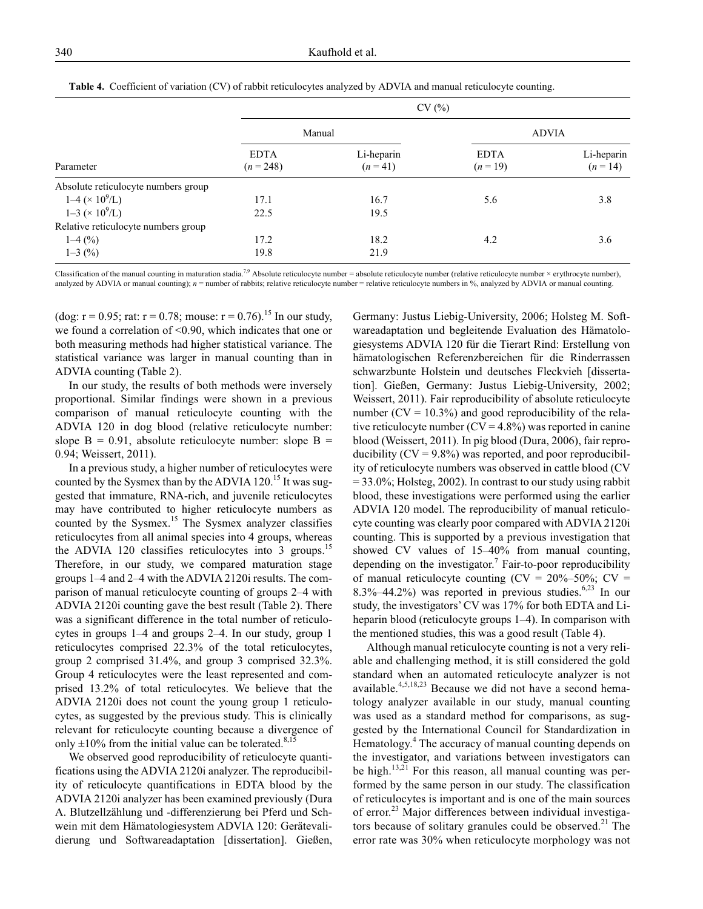**Table 4.** Coefficient of variation (CV) of rabbit reticulocytes analyzed by ADVIA and manual reticulocyte counting.

| | CV (%) | | | |
|---|---|---|---|---|
| | Manual | | ADVIA | |
| Parameter | EDTA ($n$ = 248) | Li-heparin ($n$ = 41) | EDTA ($n$ = 19) | Li-heparin ($n$ = 14) |
| Absolute reticulocyte numbers group | | | | |
| 1–4 ($\times 10^9$/L) | 17.1 | 16.7 | 5.6 | 3.8 |
| 1–3 ($\times 10^9$/L) | 22.5 | 19.5 | | |
| Relative reticulocyte numbers group | | | | |
| 1–4 (%) | 17.2 | 18.2 | 4.2 | 3.6 |
| 1–3 (%) | 19.8 | 21.9 | | |

Classification of the manual counting in maturation stadia.[7,9] Absolute reticulocyte number = absolute reticulocyte number (relative reticulocyte number × erythrocyte number), analyzed by ADVIA or manual counting); $n$ = number of rabbits; relative reticulocyte number = relative reticulocyte numbers in %, analyzed by ADVIA or manual counting.

(dog: r = 0.95; rat: r = 0.78; mouse: r = 0.76).[15] In our study, we found a correlation of <0.90, which indicates that one or both measuring methods had higher statistical variance. The statistical variance was larger in manual counting than in ADVIA counting (Table 2).

In our study, the results of both methods were inversely proportional. Similar findings were shown in a previous comparison of manual reticulocyte counting with the ADVIA 120 in dog blood (relative reticulocyte number: slope B = 0.91, absolute reticulocyte number: slope B = 0.94; Weissert, 2011).

In a previous study, a higher number of reticulocytes were counted by the Sysmex than by the ADVIA 120.[15] It was suggested that immature, RNA-rich, and juvenile reticulocytes may have contributed to higher reticulocyte numbers as counted by the Sysmex.[15] The Sysmex analyzer classifies reticulocytes from all animal species into 4 groups, whereas the ADVIA 120 classifies reticulocytes into 3 groups.[15] Therefore, in our study, we compared maturation stage groups 1–4 and 2–4 with the ADVIA 2120i results. The comparison of manual reticulocyte counting of groups 2–4 with ADVIA 2120i counting gave the best result (Table 2). There was a significant difference in the total number of reticulocytes in groups 1–4 and groups 2–4. In our study, group 1 reticulocytes comprised 22.3% of the total reticulocytes, group 2 comprised 31.4%, and group 3 comprised 32.3%. Group 4 reticulocytes were the least represented and comprised 13.2% of total reticulocytes. We believe that the ADVIA 2120i does not count the young group 1 reticulocytes, as suggested by the previous study. This is clinically relevant for reticulocyte counting because a divergence of only ±10% from the initial value can be tolerated.[8,15]

We observed good reproducibility of reticulocyte quantifications using the ADVIA 2120i analyzer. The reproducibility of reticulocyte quantifications in EDTA blood by the ADVIA 2120i analyzer has been examined previously (Dura A. Blutzellzählung und -differenzierung bei Pferd und Schwein mit dem Hämatologiesystem ADVIA 120: Gerätevalidierung und Softwareadaptation [dissertation]. Gießen, Germany: Justus Liebig-University, 2006; Holsteg M. Softwareadaptation und begleitende Evaluation des Hämatologiesystems ADVIA 120 für die Tierart Rind: Erstellung von hämatologischen Referenzbereichen für die Rinderrassen schwarzbunte Holstein und deutsches Fleckvieh [dissertation]. Gießen, Germany: Justus Liebig-University, 2002; Weissert, 2011). Fair reproducibility of absolute reticulocyte number (CV = 10.3%) and good reproducibility of the relative reticulocyte number (CV = 4.8%) was reported in canine blood (Weissert, 2011). In pig blood (Dura, 2006), fair reproducibility (CV = 9.8%) was reported, and poor reproducibility of reticulocyte numbers was observed in cattle blood (CV = 33.0%; Holsteg, 2002). In contrast to our study using rabbit blood, these investigations were performed using the earlier ADVIA 120 model. The reproducibility of manual reticulocyte counting was clearly poor compared with ADVIA 2120i counting. This is supported by a previous investigation that showed CV values of 15–40% from manual counting, depending on the investigator.[7] Fair-to-poor reproducibility of manual reticulocyte counting (CV = 20%–50%; CV = 8.3%–44.2%) was reported in previous studies.[6,23] In our study, the investigators' CV was 17% for both EDTA and Li-heparin blood (reticulocyte groups 1–4). In comparison with the mentioned studies, this was a good result (Table 4).

Although manual reticulocyte counting is not a very reliable and challenging method, it is still considered the gold standard when an automated reticulocyte analyzer is not available.[4,5,18,23] Because we did not have a second hematology analyzer available in our study, manual counting was used as a standard method for comparisons, as suggested by the International Council for Standardization in Hematology.[4] The accuracy of manual counting depends on the investigator, and variations between investigators can be high.[13,21] For this reason, all manual counting was performed by the same person in our study. The classification of reticulocytes is important and is one of the main sources of error.[23] Major differences between individual investigators because of solitary granules could be observed.[21] The error rate was 30% when reticulocyte morphology was not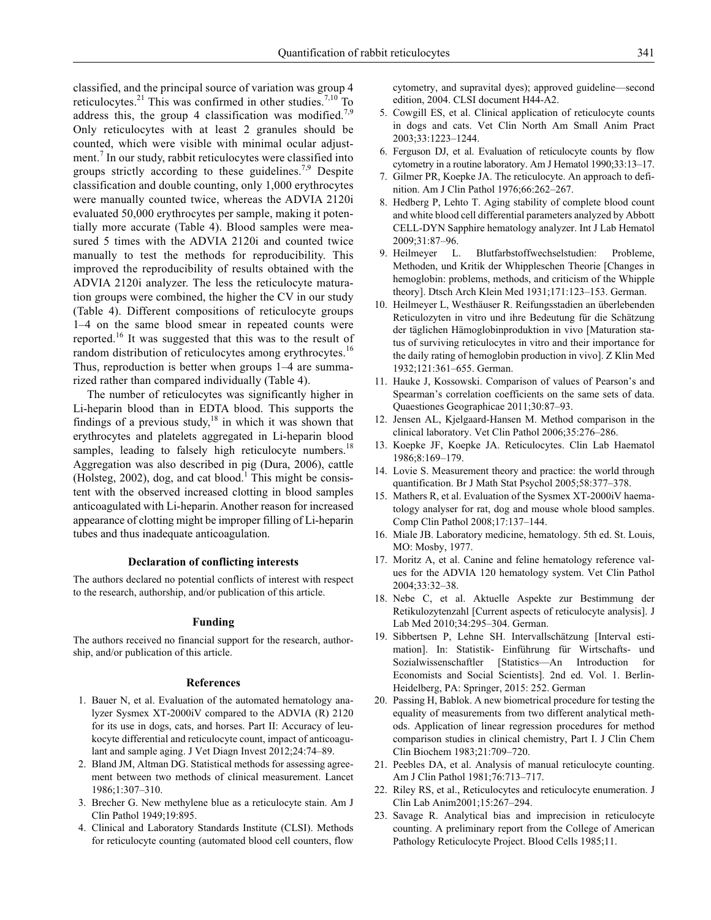classified, and the principal source of variation was group 4 reticulocytes.[21] This was confirmed in other studies.[7,10] To address this, the group 4 classification was modified.[7,9] Only reticulocytes with at least 2 granules should be counted, which were visible with minimal ocular adjustment.[7] In our study, rabbit reticulocytes were classified into groups strictly according to these guidelines.[7,9] Despite classification and double counting, only 1,000 erythrocytes were manually counted twice, whereas the ADVIA 2120i evaluated 50,000 erythrocytes per sample, making it potentially more accurate (Table 4). Blood samples were measured 5 times with the ADVIA 2120i and counted twice manually to test the methods for reproducibility. This improved the reproducibility of results obtained with the ADVIA 2120i analyzer. The less the reticulocyte maturation groups were combined, the higher the CV in our study (Table 4). Different compositions of reticulocyte groups 1–4 on the same blood smear in repeated counts were reported.[16] It was suggested that this was to the result of random distribution of reticulocytes among erythrocytes.[16] Thus, reproduction is better when groups 1–4 are summarized rather than compared individually (Table 4).

The number of reticulocytes was significantly higher in Li-heparin blood than in EDTA blood. This supports the findings of a previous study,[18] in which it was shown that erythrocytes and platelets aggregated in Li-heparin blood samples, leading to falsely high reticulocyte numbers.[18] Aggregation was also described in pig (Dura, 2006), cattle (Holsteg, 2002), dog, and cat blood.[1] This might be consistent with the observed increased clotting in blood samples anticoagulated with Li-heparin. Another reason for increased appearance of clotting might be improper filling of Li-heparin tubes and thus inadequate anticoagulation.

### Declaration of conflicting interests

The authors declared no potential conflicts of interest with respect to the research, authorship, and/or publication of this article.

### Funding

The authors received no financial support for the research, authorship, and/or publication of this article.

### References

1. Bauer N, et al. Evaluation of the automated hematology analyzer Sysmex XT-2000iV compared to the ADVIA (R) 2120 for its use in dogs, cats, and horses. Part II: Accuracy of leukocyte differential and reticulocyte count, impact of anticoagulant and sample aging. J Vet Diagn Invest 2012;24:74–89.
2. Bland JM, Altman DG. Statistical methods for assessing agreement between two methods of clinical measurement. Lancet 1986;1:307–310.
3. Brecher G. New methylene blue as a reticulocyte stain. Am J Clin Pathol 1949;19:895.
4. Clinical and Laboratory Standards Institute (CLSI). Methods for reticulocyte counting (automated blood cell counters, flow cytometry, and supravital dyes); approved guideline—second edition, 2004. CLSI document H44-A2.
5. Cowgill ES, et al. Clinical application of reticulocyte counts in dogs and cats. Vet Clin North Am Small Anim Pract 2003;33:1223–1244.
6. Ferguson DJ, et al. Evaluation of reticulocyte counts by flow cytometry in a routine laboratory. Am J Hematol 1990;33:13–17.
7. Gilmer PR, Koepke JA. The reticulocyte. An approach to definition. Am J Clin Pathol 1976;66:262–267.
8. Hedberg P, Lehto T. Aging stability of complete blood count and white blood cell differential parameters analyzed by Abbott CELL-DYN Sapphire hematology analyzer. Int J Lab Hematol 2009;31:87–96.
9. Heilmeyer L. Blutfarbstoffwechselstudien: Probleme, Methoden, und Kritik der Whippleschen Theorie [Changes in hemoglobin: problems, methods, and criticism of the Whipple theory]. Dtsch Arch Klein Med 1931;171:123–153. German.
10. Heilmeyer L, Westhäuser R. Reifungsstadien an überlebenden Reticulozyten in vitro und ihre Bedeutung für die Schätzung der täglichen Hämoglobinproduktion in vivo [Maturation status of surviving reticulocytes in vitro and their importance for the daily rating of hemoglobin production in vivo]. Z Klin Med 1932;121:361–655. German.
11. Hauke J, Kossowski. Comparison of values of Pearson's and Spearman's correlation coefficients on the same sets of data. Quaestiones Geographicae 2011;30:87–93.
12. Jensen AL, Kjelgaard-Hansen M. Method comparison in the clinical laboratory. Vet Clin Pathol 2006;35:276–286.
13. Koepke JF, Koepke JA. Reticulocytes. Clin Lab Haematol 1986;8:169–179.
14. Lovie S. Measurement theory and practice: the world through quantification. Br J Math Stat Psychol 2005;58:377–378.
15. Mathers R, et al. Evaluation of the Sysmex XT-2000iV haematology analyser for rat, dog and mouse whole blood samples. Comp Clin Pathol 2008;17:137–144.
16. Miale JB. Laboratory medicine, hematology. 5th ed. St. Louis, MO: Mosby, 1977.
17. Moritz A, et al. Canine and feline hematology reference values for the ADVIA 120 hematology system. Vet Clin Pathol 2004;33:32–38.
18. Nebe C, et al. Aktuelle Aspekte zur Bestimmung der Retikulozytenzahl [Current aspects of reticulocyte analysis]. J Lab Med 2010;34:295–304. German.
19. Sibbertsen P, Lehne SH. Intervallschätzung [Interval estimation]. In: Statistik- Einführung für Wirtschafts- und Sozialwissenschaftler [Statistics—An Introduction for Economists and Social Scientists]. 2nd ed. Vol. 1. Berlin-Heidelberg, PA: Springer, 2015: 252. German
20. Passing H, Bablok. A new biometrical procedure for testing the equality of measurements from two different analytical methods. Application of linear regression procedures for method comparison studies in clinical chemistry, Part I. J Clin Chem Clin Biochem 1983;21:709–720.
21. Peebles DA, et al. Analysis of manual reticulocyte counting. Am J Clin Pathol 1981;76:713–717.
22. Riley RS, et al., Reticulocytes and reticulocyte enumeration. J Clin Lab Anim2001;15:267–294.
23. Savage R. Analytical bias and imprecision in reticulocyte counting. A preliminary report from the College of American Pathology Reticulocyte Project. Blood Cells 1985;11.